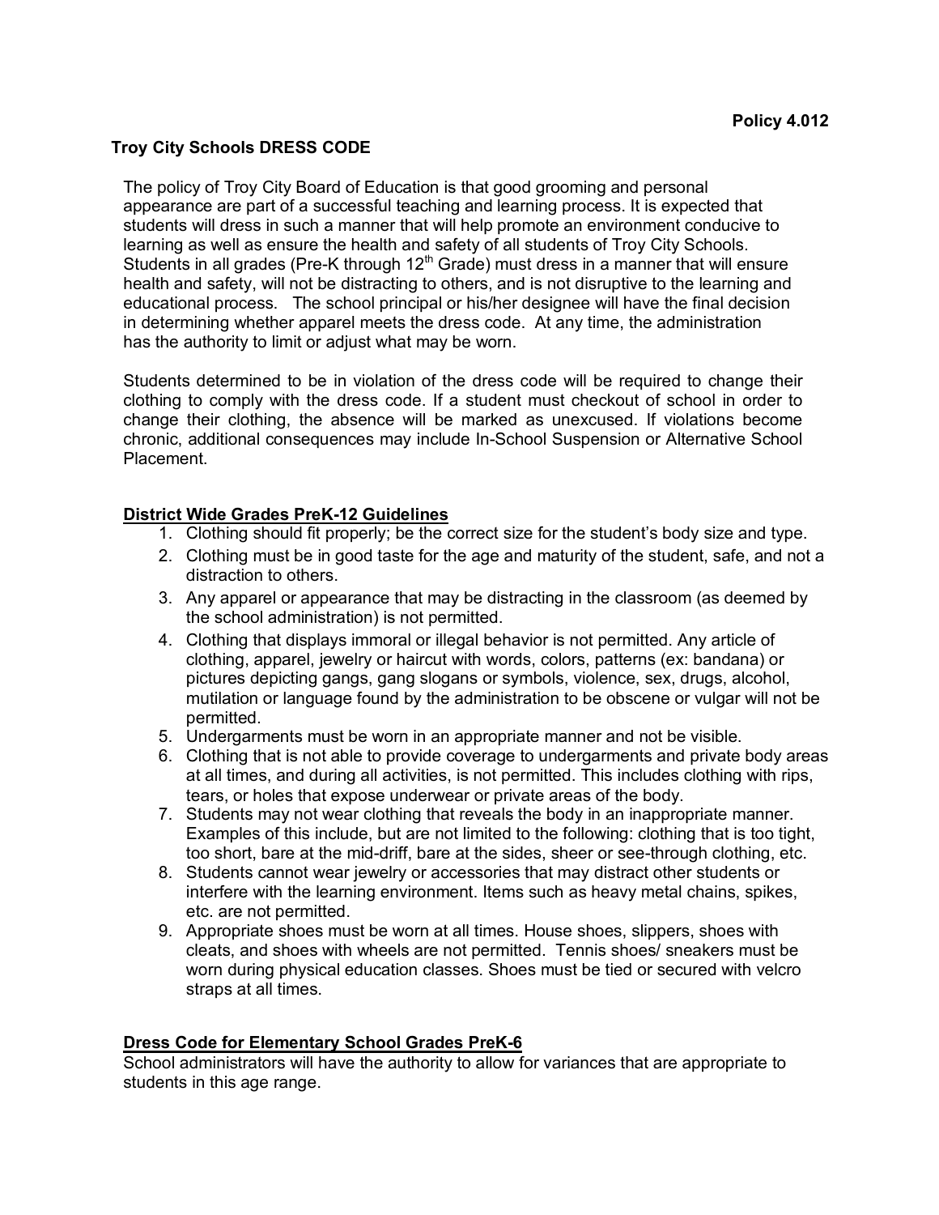**Policy 4.012**

# Troy City Schools DRESS CODE

The policy of Troy City Board of Education is that good grooming and personal appearance are part of a successful teaching and learning process. It is expected that students will dress in such a manner that will help promote an environment conducive to learning as well as ensure the health and safety of all students of Troy City Schools. Students in all grades (Pre-K through 12th Grade) must dress in a manner that will ensure health and safety, will not be distracting to others, and is not disruptive to the learning and educational process. The school principal or his/her designee will have the final decision in determining whether apparel meets the dress code. At any time, the administration has the authority to limit or adjust what may be worn.

Students determined to be in violation of the dress code will be required to change their clothing to comply with the dress code. If a student must checkout of school in order to change their clothing, the absence will be marked as unexcused. If violations become chronic, additional consequences may include In-School Suspension or Alternative School Placement.

## District Wide Grades PreK-12 Guidelines

1. Clothing should fit properly; be the correct size for the student's body size and type.
2. Clothing must be in good taste for the age and maturity of the student, safe, and not a distraction to others.
3. Any apparel or appearance that may be distracting in the classroom (as deemed by the school administration) is not permitted.
4. Clothing that displays immoral or illegal behavior is not permitted. Any article of clothing, apparel, jewelry or haircut with words, colors, patterns (ex: bandana) or pictures depicting gangs, gang slogans or symbols, violence, sex, drugs, alcohol, mutilation or language found by the administration to be obscene or vulgar will not be permitted.
5. Undergarments must be worn in an appropriate manner and not be visible.
6. Clothing that is not able to provide coverage to undergarments and private body areas at all times, and during all activities, is not permitted. This includes clothing with rips, tears, or holes that expose underwear or private areas of the body.
7. Students may not wear clothing that reveals the body in an inappropriate manner. Examples of this include, but are not limited to the following: clothing that is too tight, too short, bare at the mid-driff, bare at the sides, sheer or see-through clothing, etc.
8. Students cannot wear jewelry or accessories that may distract other students or interfere with the learning environment. Items such as heavy metal chains, spikes, etc. are not permitted.
9. Appropriate shoes must be worn at all times. House shoes, slippers, shoes with cleats, and shoes with wheels are not permitted. Tennis shoes/ sneakers must be worn during physical education classes. Shoes must be tied or secured with velcro straps at all times.

## Dress Code for Elementary School Grades PreK-6

School administrators will have the authority to allow for variances that are appropriate to students in this age range.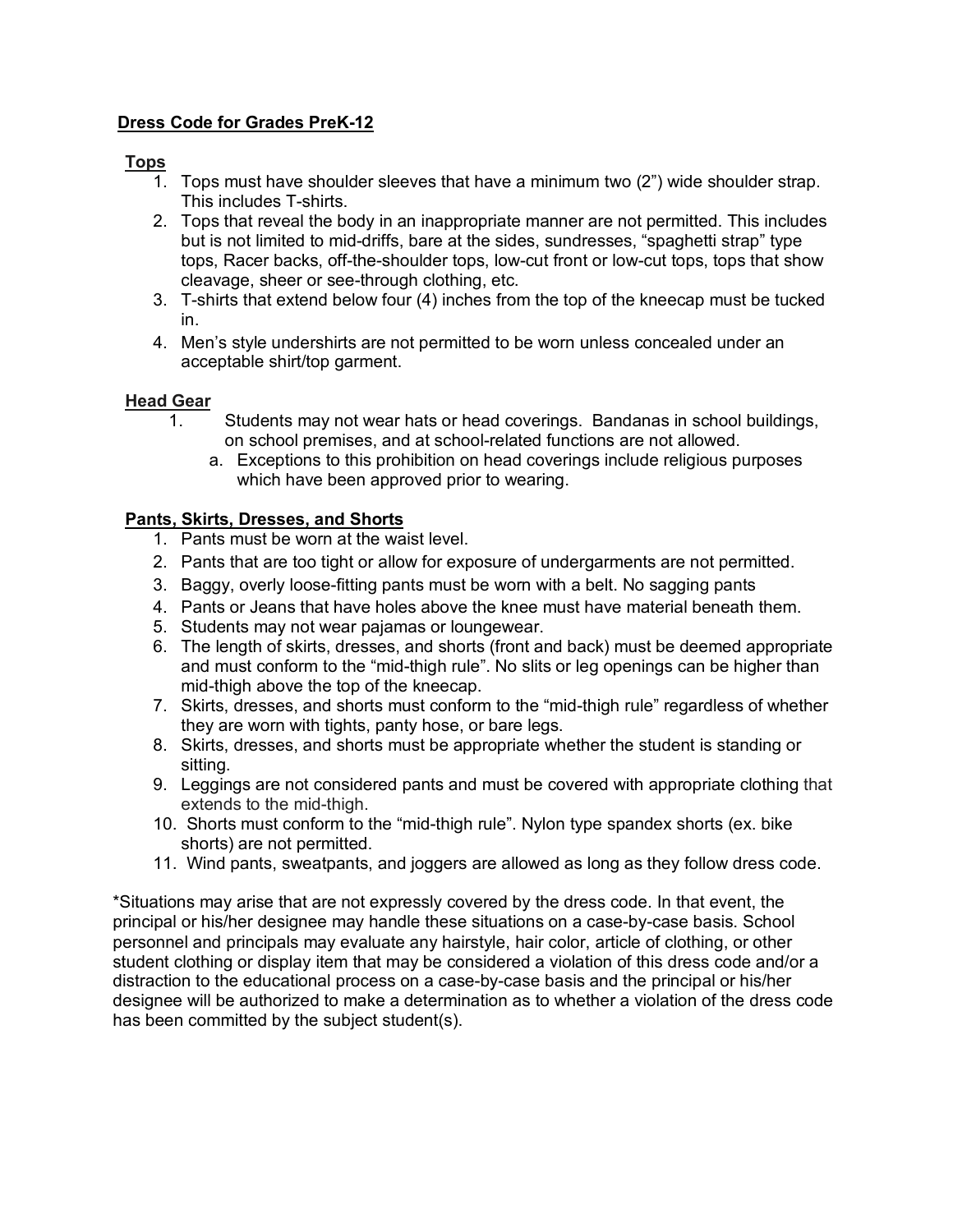## Dress Code for Grades PreK-12

### Tops

1. Tops must have shoulder sleeves that have a minimum two (2") wide shoulder strap. This includes T-shirts.
2. Tops that reveal the body in an inappropriate manner are not permitted. This includes but is not limited to mid-driffs, bare at the sides, sundresses, "spaghetti strap" type tops, Racer backs, off-the-shoulder tops, low-cut front or low-cut tops, tops that show cleavage, sheer or see-through clothing, etc.
3. T-shirts that extend below four (4) inches from the top of the kneecap must be tucked in.
4. Men's style undershirts are not permitted to be worn unless concealed under an acceptable shirt/top garment.

### Head Gear

1. Students may not wear hats or head coverings. Bandanas in school buildings, on school premises, and at school-related functions are not allowed.
   a. Exceptions to this prohibition on head coverings include religious purposes which have been approved prior to wearing.

### Pants, Skirts, Dresses, and Shorts

1. Pants must be worn at the waist level.
2. Pants that are too tight or allow for exposure of undergarments are not permitted.
3. Baggy, overly loose-fitting pants must be worn with a belt. No sagging pants
4. Pants or Jeans that have holes above the knee must have material beneath them.
5. Students may not wear pajamas or loungewear.
6. The length of skirts, dresses, and shorts (front and back) must be deemed appropriate and must conform to the "mid-thigh rule". No slits or leg openings can be higher than mid-thigh above the top of the kneecap.
7. Skirts, dresses, and shorts must conform to the "mid-thigh rule" regardless of whether they are worn with tights, panty hose, or bare legs.
8. Skirts, dresses, and shorts must be appropriate whether the student is standing or sitting.
9. Leggings are not considered pants and must be covered with appropriate clothing that extends to the mid-thigh.
10. Shorts must conform to the "mid-thigh rule". Nylon type spandex shorts (ex. bike shorts) are not permitted.
11. Wind pants, sweatpants, and joggers are allowed as long as they follow dress code.

*Situations may arise that are not expressly covered by the dress code. In that event, the principal or his/her designee may handle these situations on a case-by-case basis. School personnel and principals may evaluate any hairstyle, hair color, article of clothing, or other student clothing or display item that may be considered a violation of this dress code and/or a distraction to the educational process on a case-by-case basis and the principal or his/her designee will be authorized to make a determination as to whether a violation of the dress code has been committed by the subject student(s).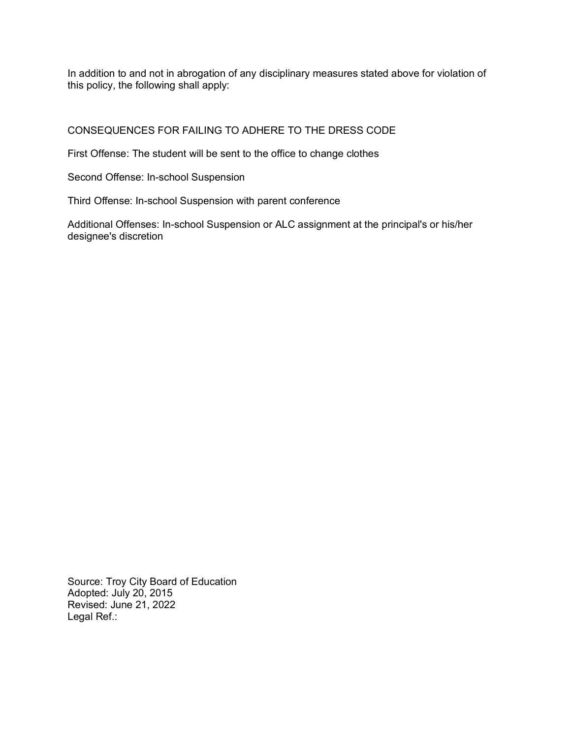In addition to and not in abrogation of any disciplinary measures stated above for violation of this policy, the following shall apply:

## CONSEQUENCES FOR FAILING TO ADHERE TO THE DRESS CODE

First Offense: The student will be sent to the office to change clothes

Second Offense: In-school Suspension

Third Offense: In-school Suspension with parent conference

Additional Offenses: In-school Suspension or ALC assignment at the principal's or his/her designee's discretion

Source: Troy City Board of Education
Adopted: July 20, 2015
Revised: June 21, 2022
Legal Ref.: